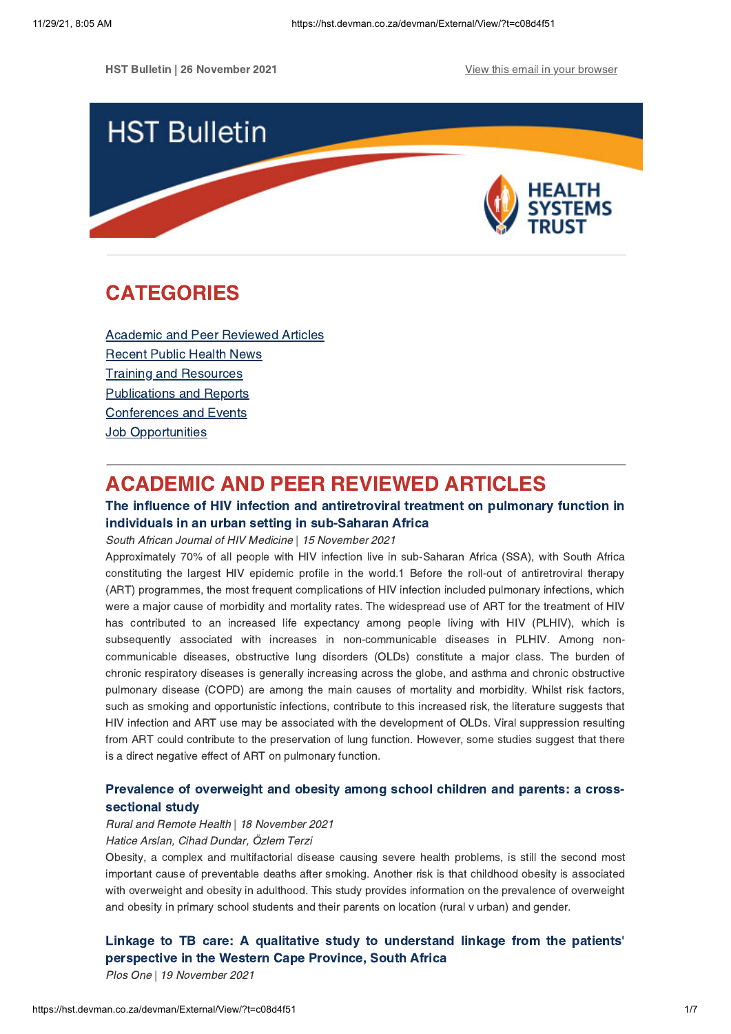HST Bulletin | 26 November 2021

View this email in your browser

# HST Bulletin

HEALTH SYSTEMS TRUST

## CATEGORIES

- Academic and Peer Reviewed Articles
- Recent Public Health News
- Training and Resources
- Publications and Reports
- Conferences and Events
- Job Opportunities

## ACADEMIC AND PEER REVIEWED ARTICLES

### The influence of HIV infection and antiretroviral treatment on pulmonary function in individuals in an urban setting in sub-Saharan Africa

*South African Journal of HIV Medicine | 15 November 2021*

Approximately 70% of all people with HIV infection live in sub-Saharan Africa (SSA), with South Africa constituting the largest HIV epidemic profile in the world.1 Before the roll-out of antiretroviral therapy (ART) programmes, the most frequent complications of HIV infection included pulmonary infections, which were a major cause of morbidity and mortality rates. The widespread use of ART for the treatment of HIV has contributed to an increased life expectancy among people living with HIV (PLHIV), which is subsequently associated with increases in non-communicable diseases in PLHIV. Among non-communicable diseases, obstructive lung disorders (OLDs) constitute a major class. The burden of chronic respiratory diseases is generally increasing across the globe, and asthma and chronic obstructive pulmonary disease (COPD) are among the main causes of mortality and morbidity. Whilst risk factors, such as smoking and opportunistic infections, contribute to this increased risk, the literature suggests that HIV infection and ART use may be associated with the development of OLDs. Viral suppression resulting from ART could contribute to the preservation of lung function. However, some studies suggest that there is a direct negative effect of ART on pulmonary function.

### Prevalence of overweight and obesity among school children and parents: a cross-sectional study

*Rural and Remote Health | 18 November 2021*

*Hatice Arslan, Cihad Dundar, Özlem Terzi*

Obesity, a complex and multifactorial disease causing severe health problems, is still the second most important cause of preventable deaths after smoking. Another risk is that childhood obesity is associated with overweight and obesity in adulthood. This study provides information on the prevalence of overweight and obesity in primary school students and their parents on location (rural v urban) and gender.

### Linkage to TB care: A qualitative study to understand linkage from the patients' perspective in the Western Cape Province, South Africa

*Plos One | 19 November 2021*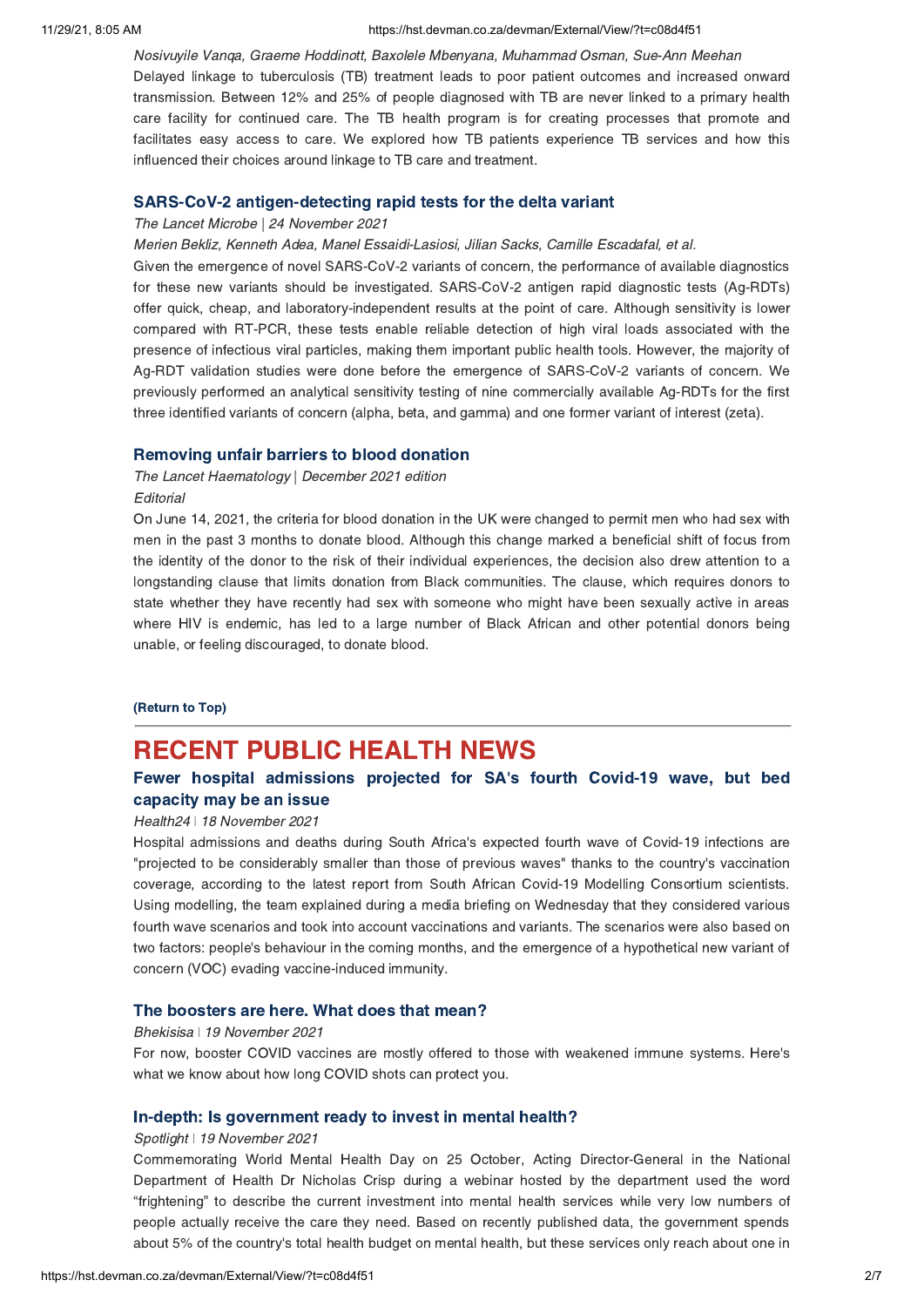*Nosivuyile Vanqa, Graeme Hoddinott, Baxolele Mbenyana, Muhammad Osman, Sue-Ann Meehan*

Delayed linkage to tuberculosis (TB) treatment leads to poor patient outcomes and increased onward transmission. Between 12% and 25% of people diagnosed with TB are never linked to a primary health care facility for continued care. The TB health program is for creating processes that promote and facilitates easy access to care. We explored how TB patients experience TB services and how this influenced their choices around linkage to TB care and treatment.

### SARS-CoV-2 antigen-detecting rapid tests for the delta variant

*The Lancet Microbe | 24 November 2021*

*Merien Bekliz, Kenneth Adea, Manel Essaidi-Laziosi, Jilian Sacks, Camille Escadafal, et al.*

Given the emergence of novel SARS-CoV-2 variants of concern, the performance of available diagnostics for these new variants should be investigated. SARS-CoV-2 antigen rapid diagnostic tests (Ag-RDTs) offer quick, cheap, and laboratory-independent results at the point of care. Although sensitivity is lower compared with RT-PCR, these tests enable reliable detection of high viral loads associated with the presence of infectious viral particles, making them important public health tools. However, the majority of Ag-RDT validation studies were done before the emergence of SARS-CoV-2 variants of concern. We previously performed an analytical sensitivity testing of nine commercially available Ag-RDTs for the first three identified variants of concern (alpha, beta, and gamma) and one former variant of interest (zeta).

### Removing unfair barriers to blood donation

*The Lancet Haematology | December 2021 edition*

*Editorial*

On June 14, 2021, the criteria for blood donation in the UK were changed to permit men who had sex with men in the past 3 months to donate blood. Although this change marked a beneficial shift of focus from the identity of the donor to the risk of their individual experiences, the decision also drew attention to a longstanding clause that limits donation from Black communities. The clause, which requires donors to state whether they have recently had sex with someone who might have been sexually active in areas where HIV is endemic, has led to a large number of Black African and other potential donors being unable, or feeling discouraged, to donate blood.

**(Return to Top)**

---

# RECENT PUBLIC HEALTH NEWS

### Fewer hospital admissions projected for SA's fourth Covid-19 wave, but bed capacity may be an issue

*Health24 | 18 November 2021*

Hospital admissions and deaths during South Africa's expected fourth wave of Covid-19 infections are "projected to be considerably smaller than those of previous waves" thanks to the country's vaccination coverage, according to the latest report from South African Covid-19 Modelling Consortium scientists. Using modelling, the team explained during a media briefing on Wednesday that they considered various fourth wave scenarios and took into account vaccinations and variants. The scenarios were also based on two factors: people's behaviour in the coming months, and the emergence of a hypothetical new variant of concern (VOC) evading vaccine-induced immunity.

### The boosters are here. What does that mean?

*Bhekisisa | 19 November 2021*

For now, booster COVID vaccines are mostly offered to those with weakened immune systems. Here's what we know about how long COVID shots can protect you.

### In-depth: Is government ready to invest in mental health?

*Spotlight | 19 November 2021*

Commemorating World Mental Health Day on 25 October, Acting Director-General in the National Department of Health Dr Nicholas Crisp during a webinar hosted by the department used the word "frightening" to describe the current investment into mental health services while very low numbers of people actually receive the care they need. Based on recently published data, the government spends about 5% of the country's total health budget on mental health, but these services only reach about one in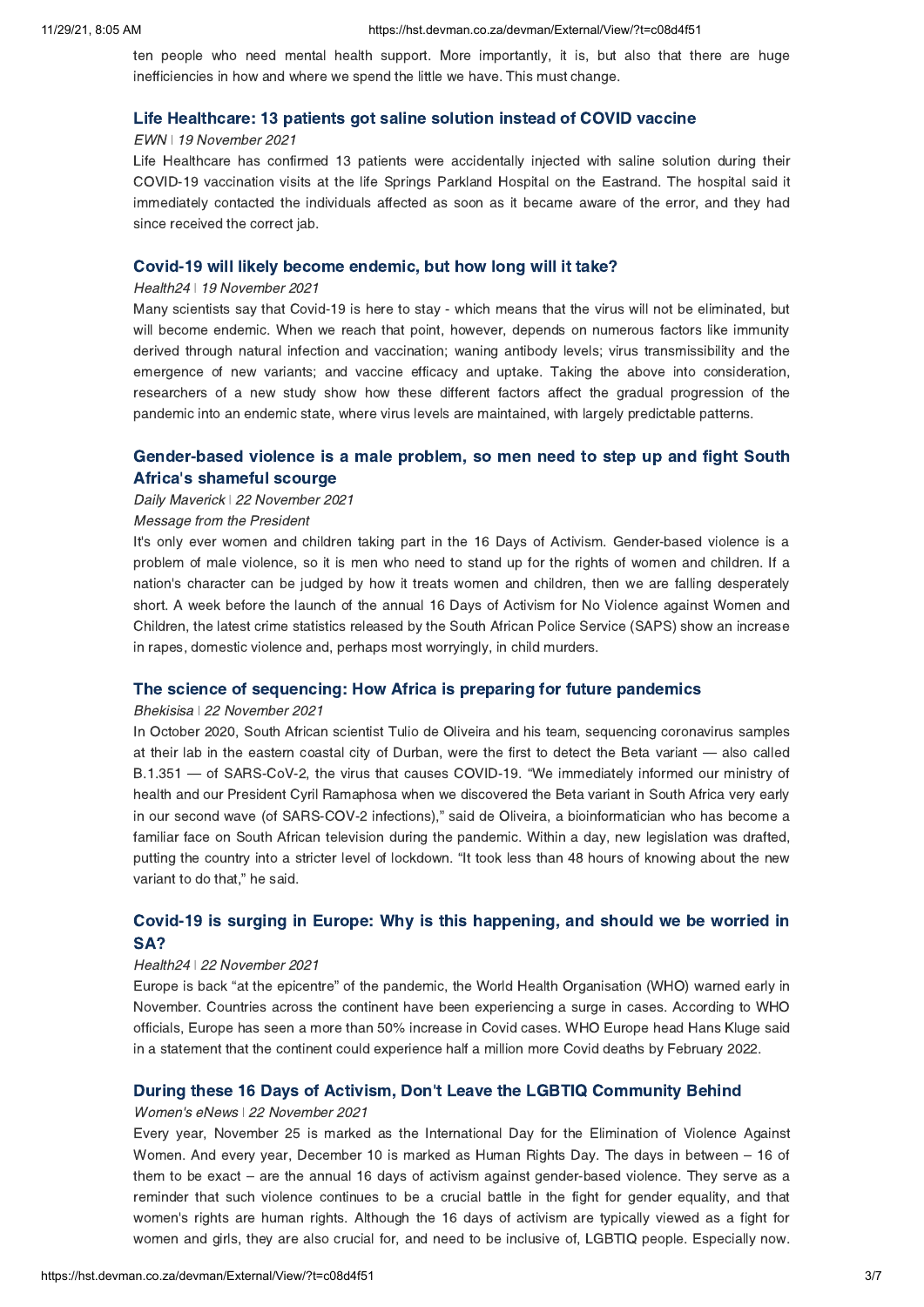ten people who need mental health support. More importantly, it is, but also that there are huge inefficiencies in how and where we spend the little we have. This must change.

### Life Healthcare: 13 patients got saline solution instead of COVID vaccine

*EWN | 19 November 2021*

Life Healthcare has confirmed 13 patients were accidentally injected with saline solution during their COVID-19 vaccination visits at the life Springs Parkland Hospital on the Eastrand. The hospital said it immediately contacted the individuals affected as soon as it became aware of the error, and they had since received the correct jab.

### Covid-19 will likely become endemic, but how long will it take?

*Health24 | 19 November 2021*

Many scientists say that Covid-19 is here to stay - which means that the virus will not be eliminated, but will become endemic. When we reach that point, however, depends on numerous factors like immunity derived through natural infection and vaccination; waning antibody levels; virus transmissibility and the emergence of new variants; and vaccine efficacy and uptake. Taking the above into consideration, researchers of a new study show how these different factors affect the gradual progression of the pandemic into an endemic state, where virus levels are maintained, with largely predictable patterns.

### Gender-based violence is a male problem, so men need to step up and fight South Africa's shameful scourge

*Daily Maverick | 22 November 2021*

*Message from the President*

It's only ever women and children taking part in the 16 Days of Activism. Gender-based violence is a problem of male violence, so it is men who need to stand up for the rights of women and children. If a nation's character can be judged by how it treats women and children, then we are falling desperately short. A week before the launch of the annual 16 Days of Activism for No Violence against Women and Children, the latest crime statistics released by the South African Police Service (SAPS) show an increase in rapes, domestic violence and, perhaps most worryingly, in child murders.

### The science of sequencing: How Africa is preparing for future pandemics

*Bhekisisa | 22 November 2021*

In October 2020, South African scientist Tulio de Oliveira and his team, sequencing coronavirus samples at their lab in the eastern coastal city of Durban, were the first to detect the Beta variant — also called B.1.351 — of SARS-CoV-2, the virus that causes COVID-19. "We immediately informed our ministry of health and our President Cyril Ramaphosa when we discovered the Beta variant in South Africa very early in our second wave (of SARS-COV-2 infections)," said de Oliveira, a bioinformatician who has become a familiar face on South African television during the pandemic. Within a day, new legislation was drafted, putting the country into a stricter level of lockdown. "It took less than 48 hours of knowing about the new variant to do that," he said.

### Covid-19 is surging in Europe: Why is this happening, and should we be worried in SA?

*Health24 | 22 November 2021*

Europe is back "at the epicentre" of the pandemic, the World Health Organisation (WHO) warned early in November. Countries across the continent have been experiencing a surge in cases. According to WHO officials, Europe has seen a more than 50% increase in Covid cases. WHO Europe head Hans Kluge said in a statement that the continent could experience half a million more Covid deaths by February 2022.

### During these 16 Days of Activism, Don't Leave the LGBTIQ Community Behind

*Women's eNews | 22 November 2021*

Every year, November 25 is marked as the International Day for the Elimination of Violence Against Women. And every year, December 10 is marked as Human Rights Day. The days in between – 16 of them to be exact – are the annual 16 days of activism against gender-based violence. They serve as a reminder that such violence continues to be a crucial battle in the fight for gender equality, and that women's rights are human rights. Although the 16 days of activism are typically viewed as a fight for women and girls, they are also crucial for, and need to be inclusive of, LGBTIQ people. Especially now.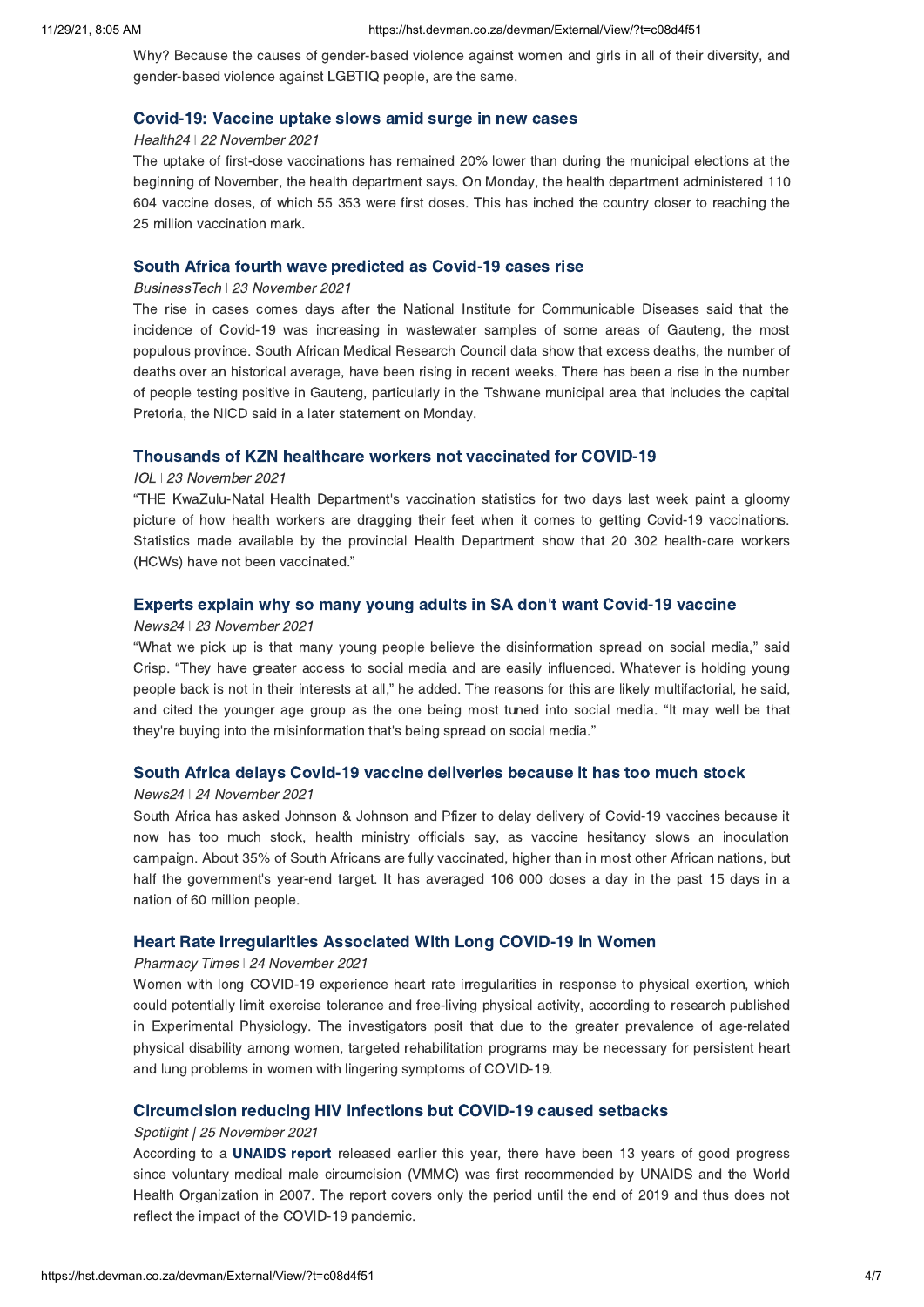Why? Because the causes of gender-based violence against women and girls in all of their diversity, and gender-based violence against LGBTIQ people, are the same.

### Covid-19: Vaccine uptake slows amid surge in new cases

*Health24 | 22 November 2021*

The uptake of first-dose vaccinations has remained 20% lower than during the municipal elections at the beginning of November, the health department says. On Monday, the health department administered 110 604 vaccine doses, of which 55 353 were first doses. This has inched the country closer to reaching the 25 million vaccination mark.

### South Africa fourth wave predicted as Covid-19 cases rise

*BusinessTech | 23 November 2021*

The rise in cases comes days after the National Institute for Communicable Diseases said that the incidence of Covid-19 was increasing in wastewater samples of some areas of Gauteng, the most populous province. South African Medical Research Council data show that excess deaths, the number of deaths over an historical average, have been rising in recent weeks. There has been a rise in the number of people testing positive in Gauteng, particularly in the Tshwane municipal area that includes the capital Pretoria, the NICD said in a later statement on Monday.

### Thousands of KZN healthcare workers not vaccinated for COVID-19

*IOL | 23 November 2021*

"THE KwaZulu-Natal Health Department's vaccination statistics for two days last week paint a gloomy picture of how health workers are dragging their feet when it comes to getting Covid-19 vaccinations. Statistics made available by the provincial Health Department show that 20 302 health-care workers (HCWs) have not been vaccinated."

### Experts explain why so many young adults in SA don't want Covid-19 vaccine

*News24 | 23 November 2021*

"What we pick up is that many young people believe the disinformation spread on social media," said Crisp. "They have greater access to social media and are easily influenced. Whatever is holding young people back is not in their interests at all," he added. The reasons for this are likely multifactorial, he said, and cited the younger age group as the one being most tuned into social media. "It may well be that they're buying into the misinformation that's being spread on social media."

### South Africa delays Covid-19 vaccine deliveries because it has too much stock

*News24 | 24 November 2021*

South Africa has asked Johnson & Johnson and Pfizer to delay delivery of Covid-19 vaccines because it now has too much stock, health ministry officials say, as vaccine hesitancy slows an inoculation campaign. About 35% of South Africans are fully vaccinated, higher than in most other African nations, but half the government's year-end target. It has averaged 106 000 doses a day in the past 15 days in a nation of 60 million people.

### Heart Rate Irregularities Associated With Long COVID-19 in Women

*Pharmacy Times | 24 November 2021*

Women with long COVID-19 experience heart rate irregularities in response to physical exertion, which could potentially limit exercise tolerance and free-living physical activity, according to research published in Experimental Physiology. The investigators posit that due to the greater prevalence of age-related physical disability among women, targeted rehabilitation programs may be necessary for persistent heart and lung problems in women with lingering symptoms of COVID-19.

### Circumcision reducing HIV infections but COVID-19 caused setbacks

*Spotlight | 25 November 2021*

According to a **UNAIDS report** released earlier this year, there have been 13 years of good progress since voluntary medical male circumcision (VMMC) was first recommended by UNAIDS and the World Health Organization in 2007. The report covers only the period until the end of 2019 and thus does not reflect the impact of the COVID-19 pandemic.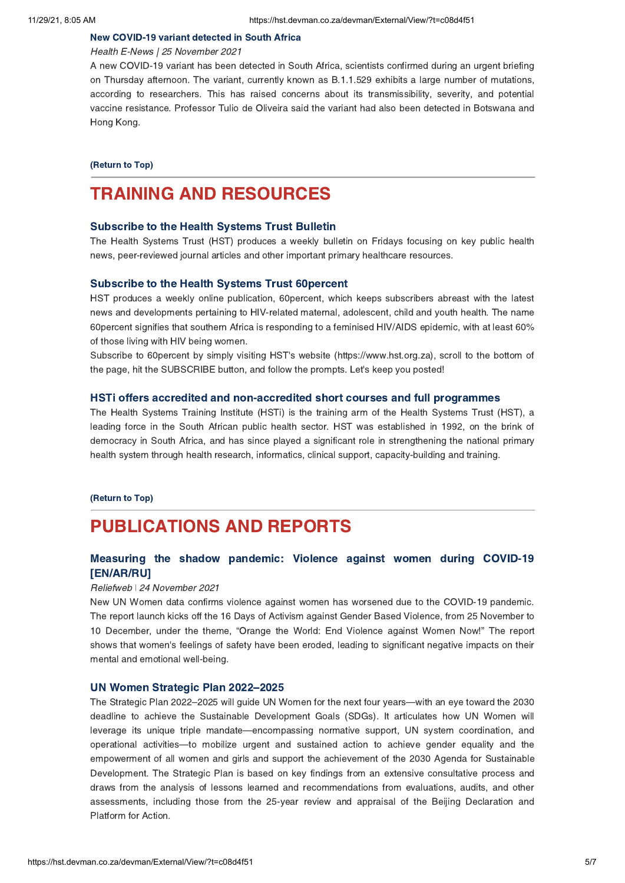### New COVID-19 variant detected in South Africa

*Health E-News | 25 November 2021*

A new COVID-19 variant has been detected in South Africa, scientists confirmed during an urgent briefing on Thursday afternoon. The variant, currently known as B.1.1.529 exhibits a large number of mutations, according to researchers. This has raised concerns about its transmissibility, severity, and potential vaccine resistance. Professor Tulio de Oliveira said the variant had also been detected in Botswana and Hong Kong.

**(Return to Top)**

---

# TRAINING AND RESOURCES

### Subscribe to the Health Systems Trust Bulletin

The Health Systems Trust (HST) produces a weekly bulletin on Fridays focusing on key public health news, peer-reviewed journal articles and other important primary healthcare resources.

### Subscribe to the Health Systems Trust 60percent

HST produces a weekly online publication, 60percent, which keeps subscribers abreast with the latest news and developments pertaining to HIV-related maternal, adolescent, child and youth health. The name 60percent signifies that southern Africa is responding to a feminised HIV/AIDS epidemic, with at least 60% of those living with HIV being women.

Subscribe to 60percent by simply visiting HST's website (https://www.hst.org.za), scroll to the bottom of the page, hit the SUBSCRIBE button, and follow the prompts. Let's keep you posted!

### HSTi offers accredited and non-accredited short courses and full programmes

The Health Systems Training Institute (HSTi) is the training arm of the Health Systems Trust (HST), a leading force in the South African public health sector. HST was established in 1992, on the brink of democracy in South Africa, and has since played a significant role in strengthening the national primary health system through health research, informatics, clinical support, capacity-building and training.

**(Return to Top)**

---

# PUBLICATIONS AND REPORTS

### Measuring the shadow pandemic: Violence against women during COVID-19 [EN/AR/RU]

*Reliefweb | 24 November 2021*

New UN Women data confirms violence against women has worsened due to the COVID-19 pandemic. The report launch kicks off the 16 Days of Activism against Gender Based Violence, from 25 November to 10 December, under the theme, "Orange the World: End Violence against Women Now!" The report shows that women's feelings of safety have been eroded, leading to significant negative impacts on their mental and emotional well-being.

### UN Women Strategic Plan 2022–2025

The Strategic Plan 2022–2025 will guide UN Women for the next four years—with an eye toward the 2030 deadline to achieve the Sustainable Development Goals (SDGs). It articulates how UN Women will leverage its unique triple mandate—encompassing normative support, UN system coordination, and operational activities—to mobilize urgent and sustained action to achieve gender equality and the empowerment of all women and girls and support the achievement of the 2030 Agenda for Sustainable Development. The Strategic Plan is based on key findings from an extensive consultative process and draws from the analysis of lessons learned and recommendations from evaluations, audits, and other assessments, including those from the 25-year review and appraisal of the Beijing Declaration and Platform for Action.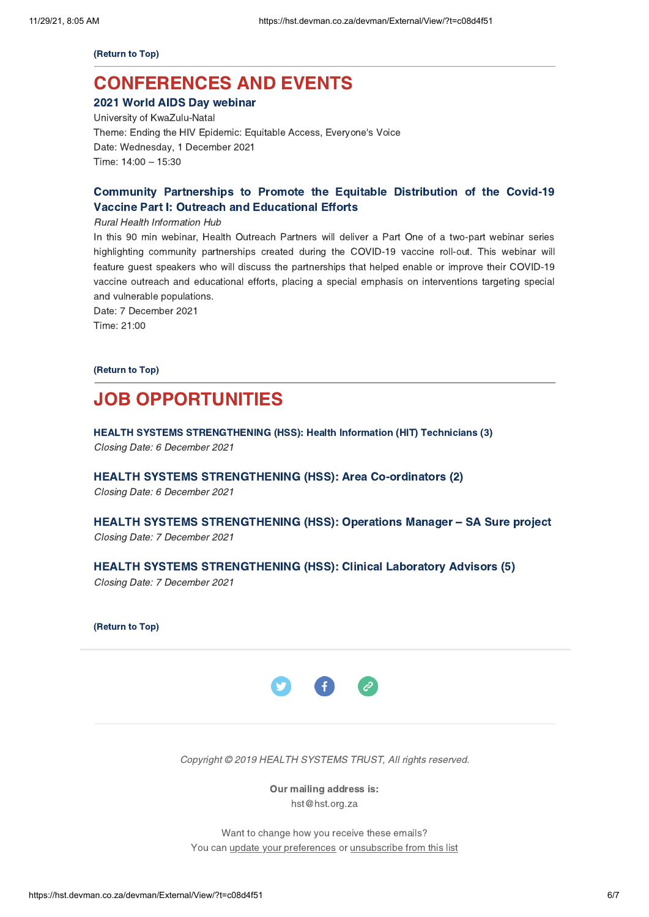**(Return to Top)**

# CONFERENCES AND EVENTS

### 2021 World AIDS Day webinar

University of KwaZulu-Natal
Theme: Ending the HIV Epidemic: Equitable Access, Everyone's Voice
Date: Wednesday, 1 December 2021
Time: 14:00 – 15:30

### Community Partnerships to Promote the Equitable Distribution of the Covid-19 Vaccine Part I: Outreach and Educational Efforts

*Rural Health Information Hub*

In this 90 min webinar, Health Outreach Partners will deliver a Part One of a two-part webinar series highlighting community partnerships created during the COVID-19 vaccine roll-out. This webinar will feature guest speakers who will discuss the partnerships that helped enable or improve their COVID-19 vaccine outreach and educational efforts, placing a special emphasis on interventions targeting special and vulnerable populations.
Date: 7 December 2021
Time: 21:00

**(Return to Top)**

# JOB OPPORTUNITIES

**HEALTH SYSTEMS STRENGTHENING (HSS): Health Information (HIT) Technicians (3)**
*Closing Date: 6 December 2021*

**HEALTH SYSTEMS STRENGTHENING (HSS): Area Co-ordinators (2)**
*Closing Date: 6 December 2021*

**HEALTH SYSTEMS STRENGTHENING (HSS): Operations Manager – SA Sure project**
*Closing Date: 7 December 2021*

**HEALTH SYSTEMS STRENGTHENING (HSS): Clinical Laboratory Advisors (5)**
*Closing Date: 7 December 2021*

**(Return to Top)**

*Copyright © 2019 HEALTH SYSTEMS TRUST, All rights reserved.*

**Our mailing address is:**
hst@hst.org.za

Want to change how you receive these emails?
You can update your preferences or unsubscribe from this list